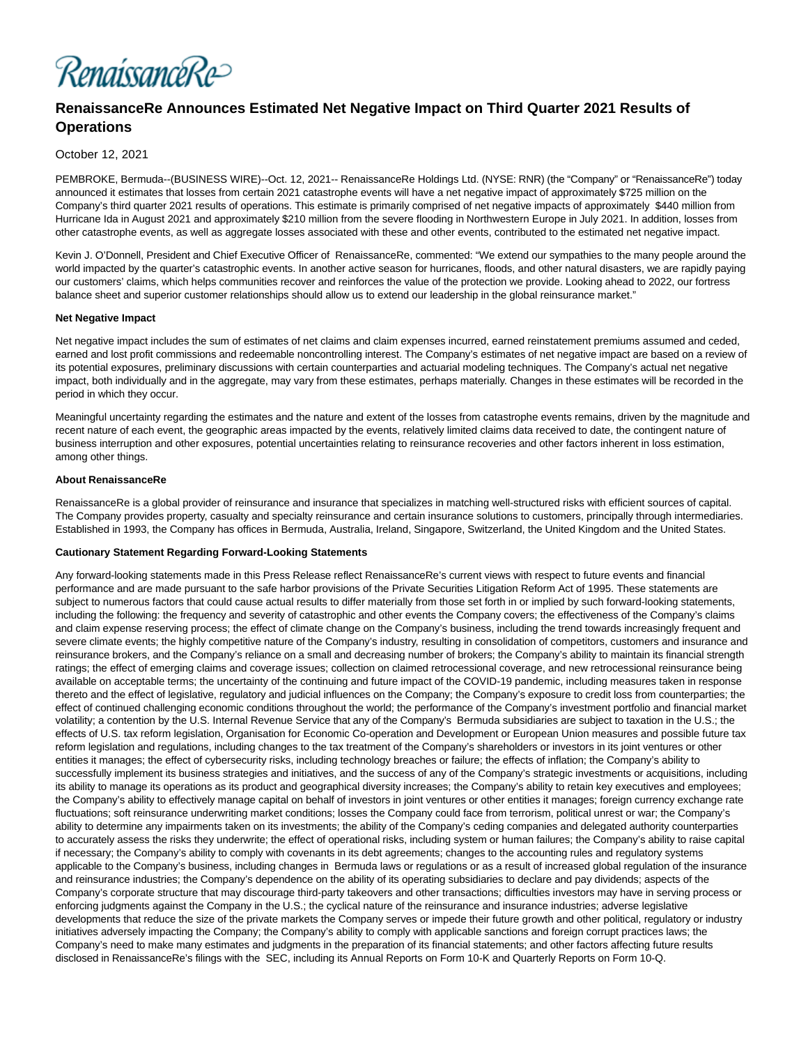RenaissanceRe

# RenaissanceRe Announces Estimated Net Negative Impact on Third Quarter 2021 Results of Operations

October 12, 2021

PEMBROKE, Bermuda--(BUSINESS WIRE)--Oct. 12, 2021-- RenaissanceRe Holdings Ltd. (NYSE: RNR) (the "Company" or "RenaissanceRe") today announced it estimates that losses from certain 2021 catastrophe events will have a net negative impact of approximately $725 million on the Company's third quarter 2021 results of operations. This estimate is primarily comprised of net negative impacts of approximately $440 million from Hurricane Ida in August 2021 and approximately $210 million from the severe flooding in Northwestern Europe in July 2021. In addition, losses from other catastrophe events, as well as aggregate losses associated with these and other events, contributed to the estimated net negative impact.

Kevin J. O'Donnell, President and Chief Executive Officer of RenaissanceRe, commented: "We extend our sympathies to the many people around the world impacted by the quarter's catastrophic events. In another active season for hurricanes, floods, and other natural disasters, we are rapidly paying our customers' claims, which helps communities recover and reinforces the value of the protection we provide. Looking ahead to 2022, our fortress balance sheet and superior customer relationships should allow us to extend our leadership in the global reinsurance market."

**Net Negative Impact**

Net negative impact includes the sum of estimates of net claims and claim expenses incurred, earned reinstatement premiums assumed and ceded, earned and lost profit commissions and redeemable noncontrolling interest. The Company's estimates of net negative impact are based on a review of its potential exposures, preliminary discussions with certain counterparties and actuarial modeling techniques. The Company's actual net negative impact, both individually and in the aggregate, may vary from these estimates, perhaps materially. Changes in these estimates will be recorded in the period in which they occur.

Meaningful uncertainty regarding the estimates and the nature and extent of the losses from catastrophe events remains, driven by the magnitude and recent nature of each event, the geographic areas impacted by the events, relatively limited claims data received to date, the contingent nature of business interruption and other exposures, potential uncertainties relating to reinsurance recoveries and other factors inherent in loss estimation, among other things.

**About RenaissanceRe**

RenaissanceRe is a global provider of reinsurance and insurance that specializes in matching well-structured risks with efficient sources of capital. The Company provides property, casualty and specialty reinsurance and certain insurance solutions to customers, principally through intermediaries. Established in 1993, the Company has offices in Bermuda, Australia, Ireland, Singapore, Switzerland, the United Kingdom and the United States.

**Cautionary Statement Regarding Forward-Looking Statements**

Any forward-looking statements made in this Press Release reflect RenaissanceRe's current views with respect to future events and financial performance and are made pursuant to the safe harbor provisions of the Private Securities Litigation Reform Act of 1995. These statements are subject to numerous factors that could cause actual results to differ materially from those set forth in or implied by such forward-looking statements, including the following: the frequency and severity of catastrophic and other events the Company covers; the effectiveness of the Company's claims and claim expense reserving process; the effect of climate change on the Company's business, including the trend towards increasingly frequent and severe climate events; the highly competitive nature of the Company's industry, resulting in consolidation of competitors, customers and insurance and reinsurance brokers, and the Company's reliance on a small and decreasing number of brokers; the Company's ability to maintain its financial strength ratings; the effect of emerging claims and coverage issues; collection on claimed retrocessional coverage, and new retrocessional reinsurance being available on acceptable terms; the uncertainty of the continuing and future impact of the COVID-19 pandemic, including measures taken in response thereto and the effect of legislative, regulatory and judicial influences on the Company; the Company's exposure to credit loss from counterparties; the effect of continued challenging economic conditions throughout the world; the performance of the Company's investment portfolio and financial market volatility; a contention by the U.S. Internal Revenue Service that any of the Company's Bermuda subsidiaries are subject to taxation in the U.S.; the effects of U.S. tax reform legislation, Organisation for Economic Co-operation and Development or European Union measures and possible future tax reform legislation and regulations, including changes to the tax treatment of the Company's shareholders or investors in its joint ventures or other entities it manages; the effect of cybersecurity risks, including technology breaches or failure; the effects of inflation; the Company's ability to successfully implement its business strategies and initiatives, and the success of any of the Company's strategic investments or acquisitions, including its ability to manage its operations as its product and geographical diversity increases; the Company's ability to retain key executives and employees; the Company's ability to effectively manage capital on behalf of investors in joint ventures or other entities it manages; foreign currency exchange rate fluctuations; soft reinsurance underwriting market conditions; losses the Company could face from terrorism, political unrest or war; the Company's ability to determine any impairments taken on its investments; the ability of the Company's ceding companies and delegated authority counterparties to accurately assess the risks they underwrite; the effect of operational risks, including system or human failures; the Company's ability to raise capital if necessary; the Company's ability to comply with covenants in its debt agreements; changes to the accounting rules and regulatory systems applicable to the Company's business, including changes in Bermuda laws or regulations or as a result of increased global regulation of the insurance and reinsurance industries; the Company's dependence on the ability of its operating subsidiaries to declare and pay dividends; aspects of the Company's corporate structure that may discourage third-party takeovers and other transactions; difficulties investors may have in serving process or enforcing judgments against the Company in the U.S.; the cyclical nature of the reinsurance and insurance industries; adverse legislative developments that reduce the size of the private markets the Company serves or impede their future growth and other political, regulatory or industry initiatives adversely impacting the Company; the Company's ability to comply with applicable sanctions and foreign corrupt practices laws; the Company's need to make many estimates and judgments in the preparation of its financial statements; and other factors affecting future results disclosed in RenaissanceRe's filings with the SEC, including its Annual Reports on Form 10-K and Quarterly Reports on Form 10-Q.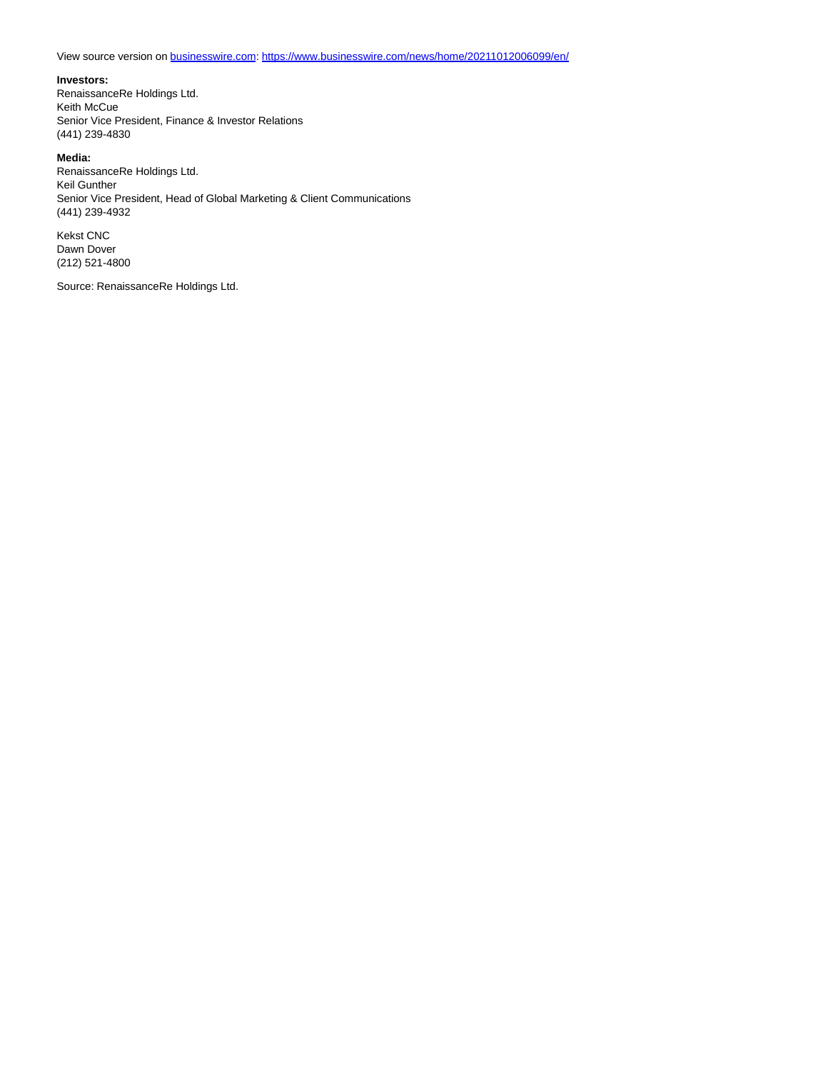View source version on [businesswire.com](https://www.businesswire.com/news/home/20211012006099/en/): [https://www.businesswire.com/news/home/20211012006099/en/](https://www.businesswire.com/news/home/20211012006099/en/)

**Investors:**
RenaissanceRe Holdings Ltd.
Keith McCue
Senior Vice President, Finance & Investor Relations
(441) 239-4830

**Media:**
RenaissanceRe Holdings Ltd.
Keil Gunther
Senior Vice President, Head of Global Marketing & Client Communications
(441) 239-4932

Kekst CNC
Dawn Dover
(212) 521-4800

Source: RenaissanceRe Holdings Ltd.